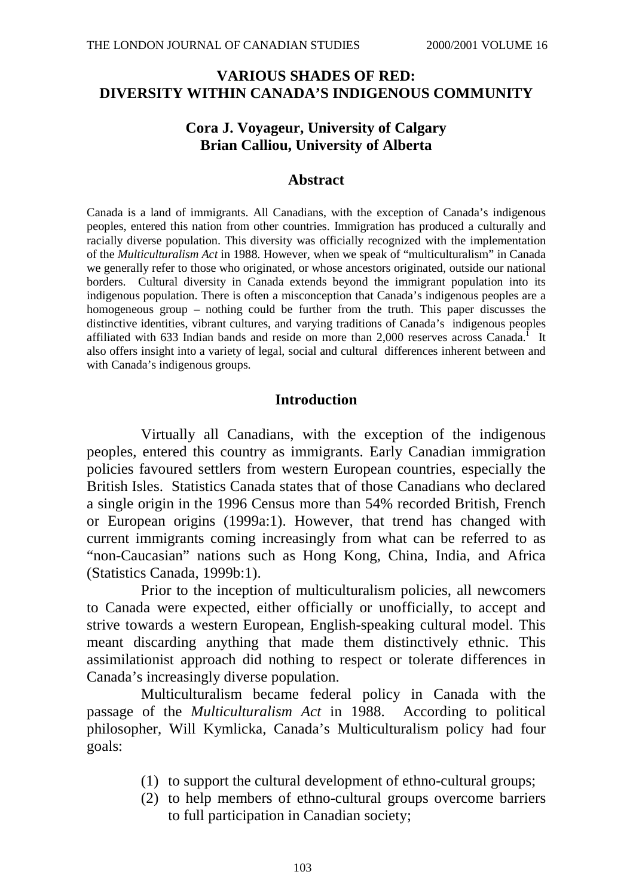# VARIOUS SHADES OF RED: DIVERSITY WITHIN CANADA'S INDIGENOUS COMMUNITY

**Cora J. Voyageur, University of Calgary**
**Brian Calliou, University of Alberta**

## Abstract

Canada is a land of immigrants. All Canadians, with the exception of Canada's indigenous peoples, entered this nation from other countries. Immigration has produced a culturally and racially diverse population. This diversity was officially recognized with the implementation of the *Multiculturalism Act* in 1988. However, when we speak of "multiculturalism" in Canada we generally refer to those who originated, or whose ancestors originated, outside our national borders. Cultural diversity in Canada extends beyond the immigrant population into its indigenous population. There is often a misconception that Canada's indigenous peoples are a homogeneous group – nothing could be further from the truth. This paper discusses the distinctive identities, vibrant cultures, and varying traditions of Canada's indigenous peoples affiliated with 633 Indian bands and reside on more than 2,000 reserves across Canada.[1] It also offers insight into a variety of legal, social and cultural differences inherent between and with Canada's indigenous groups.

## Introduction

Virtually all Canadians, with the exception of the indigenous peoples, entered this country as immigrants. Early Canadian immigration policies favoured settlers from western European countries, especially the British Isles. Statistics Canada states that of those Canadians who declared a single origin in the 1996 Census more than 54% recorded British, French or European origins (1999a:1). However, that trend has changed with current immigrants coming increasingly from what can be referred to as "non-Caucasian" nations such as Hong Kong, China, India, and Africa (Statistics Canada, 1999b:1).

Prior to the inception of multiculturalism policies, all newcomers to Canada were expected, either officially or unofficially, to accept and strive towards a western European, English-speaking cultural model. This meant discarding anything that made them distinctively ethnic. This assimilationist approach did nothing to respect or tolerate differences in Canada's increasingly diverse population.

Multiculturalism became federal policy in Canada with the passage of the *Multiculturalism Act* in 1988. According to political philosopher, Will Kymlicka, Canada's Multiculturalism policy had four goals:

1. to support the cultural development of ethno-cultural groups;
2. to help members of ethno-cultural groups overcome barriers to full participation in Canadian society;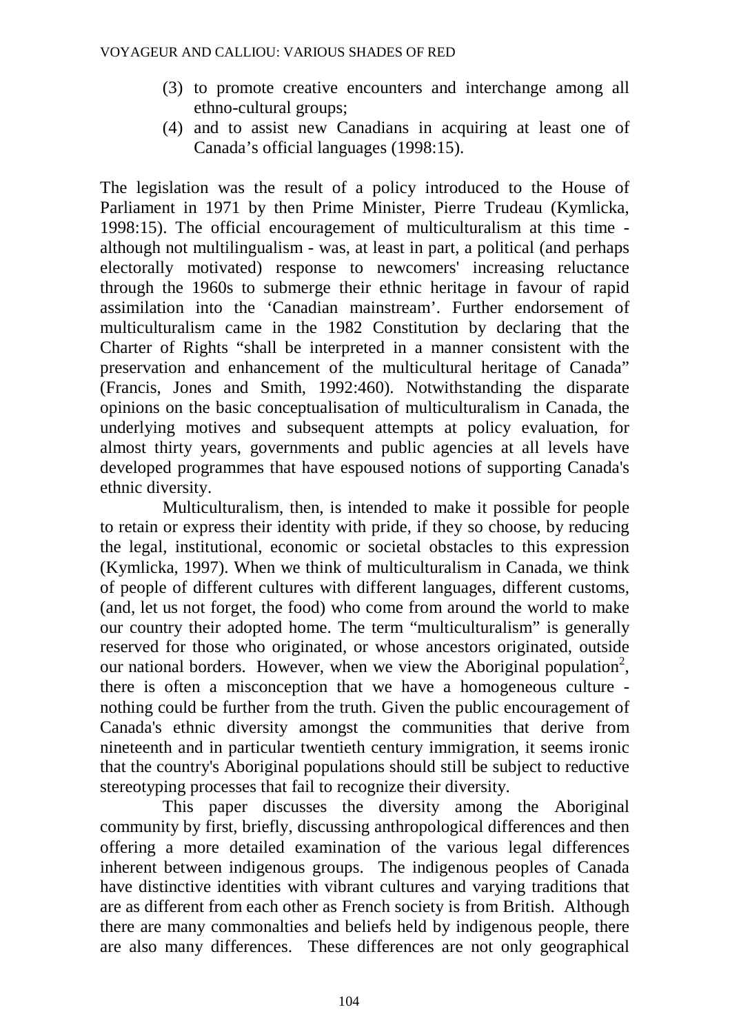(3) to promote creative encounters and interchange among all ethno-cultural groups;
(4) and to assist new Canadians in acquiring at least one of Canada's official languages (1998:15).

The legislation was the result of a policy introduced to the House of Parliament in 1971 by then Prime Minister, Pierre Trudeau (Kymlicka, 1998:15). The official encouragement of multiculturalism at this time - although not multilingualism - was, at least in part, a political (and perhaps electorally motivated) response to newcomers' increasing reluctance through the 1960s to submerge their ethnic heritage in favour of rapid assimilation into the 'Canadian mainstream'. Further endorsement of multiculturalism came in the 1982 Constitution by declaring that the Charter of Rights "shall be interpreted in a manner consistent with the preservation and enhancement of the multicultural heritage of Canada" (Francis, Jones and Smith, 1992:460). Notwithstanding the disparate opinions on the basic conceptualisation of multiculturalism in Canada, the underlying motives and subsequent attempts at policy evaluation, for almost thirty years, governments and public agencies at all levels have developed programmes that have espoused notions of supporting Canada's ethnic diversity.

Multiculturalism, then, is intended to make it possible for people to retain or express their identity with pride, if they so choose, by reducing the legal, institutional, economic or societal obstacles to this expression (Kymlicka, 1997). When we think of multiculturalism in Canada, we think of people of different cultures with different languages, different customs, (and, let us not forget, the food) who come from around the world to make our country their adopted home. The term "multiculturalism" is generally reserved for those who originated, or whose ancestors originated, outside our national borders. However, when we view the Aboriginal population[2], there is often a misconception that we have a homogeneous culture - nothing could be further from the truth. Given the public encouragement of Canada's ethnic diversity amongst the communities that derive from nineteenth and in particular twentieth century immigration, it seems ironic that the country's Aboriginal populations should still be subject to reductive stereotyping processes that fail to recognize their diversity.

This paper discusses the diversity among the Aboriginal community by first, briefly, discussing anthropological differences and then offering a more detailed examination of the various legal differences inherent between indigenous groups. The indigenous peoples of Canada have distinctive identities with vibrant cultures and varying traditions that are as different from each other as French society is from British. Although there are many commonalties and beliefs held by indigenous people, there are also many differences. These differences are not only geographical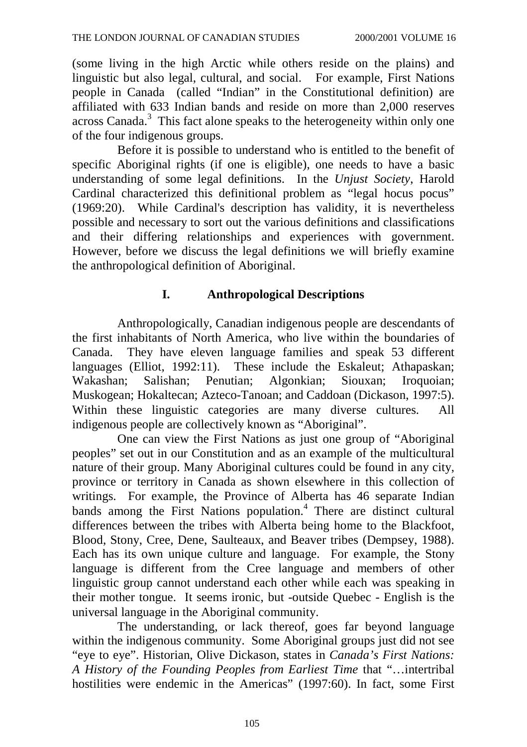(some living in the high Arctic while others reside on the plains) and linguistic but also legal, cultural, and social. For example, First Nations people in Canada (called "Indian" in the Constitutional definition) are affiliated with 633 Indian bands and reside on more than 2,000 reserves across Canada.[3] This fact alone speaks to the heterogeneity within only one of the four indigenous groups.

Before it is possible to understand who is entitled to the benefit of specific Aboriginal rights (if one is eligible), one needs to have a basic understanding of some legal definitions. In the *Unjust Society*, Harold Cardinal characterized this definitional problem as "legal hocus pocus" (1969:20). While Cardinal's description has validity, it is nevertheless possible and necessary to sort out the various definitions and classifications and their differing relationships and experiences with government. However, before we discuss the legal definitions we will briefly examine the anthropological definition of Aboriginal.

## I. Anthropological Descriptions

Anthropologically, Canadian indigenous people are descendants of the first inhabitants of North America, who live within the boundaries of Canada. They have eleven language families and speak 53 different languages (Elliot, 1992:11). These include the Eskaleut; Athapaskan; Wakashan; Salishan; Penutian; Algonkian; Siouxan; Iroquoian; Muskogean; Hokaltecan; Azteco-Tanoan; and Caddoan (Dickason, 1997:5). Within these linguistic categories are many diverse cultures. All indigenous people are collectively known as "Aboriginal".

One can view the First Nations as just one group of "Aboriginal peoples" set out in our Constitution and as an example of the multicultural nature of their group. Many Aboriginal cultures could be found in any city, province or territory in Canada as shown elsewhere in this collection of writings. For example, the Province of Alberta has 46 separate Indian bands among the First Nations population.[4] There are distinct cultural differences between the tribes with Alberta being home to the Blackfoot, Blood, Stony, Cree, Dene, Saulteaux, and Beaver tribes (Dempsey, 1988). Each has its own unique culture and language. For example, the Stony language is different from the Cree language and members of other linguistic group cannot understand each other while each was speaking in their mother tongue. It seems ironic, but -outside Quebec - English is the universal language in the Aboriginal community.

The understanding, or lack thereof, goes far beyond language within the indigenous community. Some Aboriginal groups just did not see "eye to eye". Historian, Olive Dickason, states in *Canada's First Nations: A History of the Founding Peoples from Earliest Time* that "…intertribal hostilities were endemic in the Americas" (1997:60). In fact, some First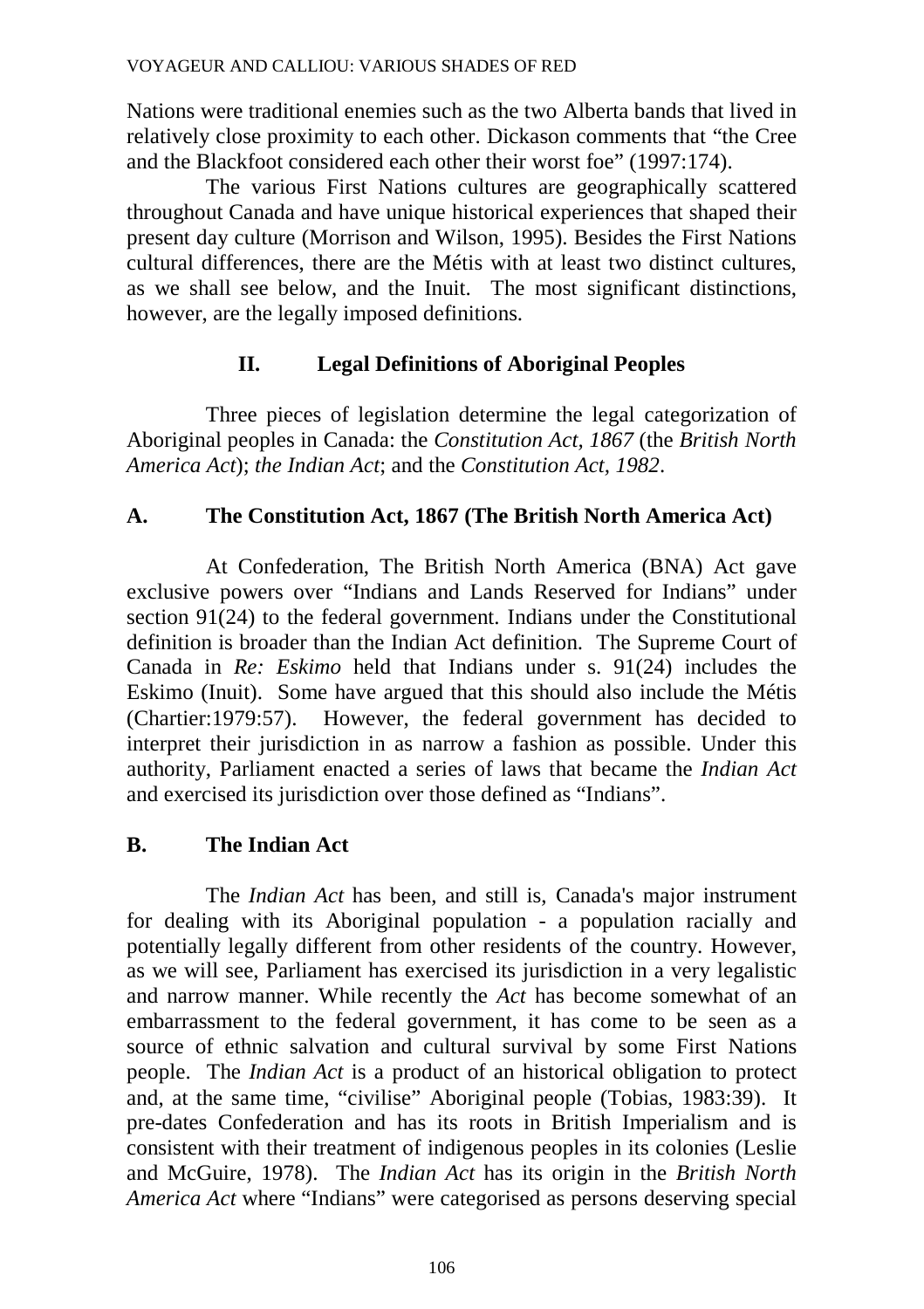Nations were traditional enemies such as the two Alberta bands that lived in relatively close proximity to each other. Dickason comments that "the Cree and the Blackfoot considered each other their worst foe" (1997:174).

The various First Nations cultures are geographically scattered throughout Canada and have unique historical experiences that shaped their present day culture (Morrison and Wilson, 1995). Besides the First Nations cultural differences, there are the Métis with at least two distinct cultures, as we shall see below, and the Inuit. The most significant distinctions, however, are the legally imposed definitions.

## II. Legal Definitions of Aboriginal Peoples

Three pieces of legislation determine the legal categorization of Aboriginal peoples in Canada: the *Constitution Act, 1867* (the *British North America Act*); *the Indian Act*; and the *Constitution Act, 1982*.

### A. The Constitution Act, 1867 (The British North America Act)

At Confederation, The British North America (BNA) Act gave exclusive powers over "Indians and Lands Reserved for Indians" under section 91(24) to the federal government. Indians under the Constitutional definition is broader than the Indian Act definition. The Supreme Court of Canada in *Re: Eskimo* held that Indians under s. 91(24) includes the Eskimo (Inuit). Some have argued that this should also include the Métis (Chartier:1979:57). However, the federal government has decided to interpret their jurisdiction in as narrow a fashion as possible. Under this authority, Parliament enacted a series of laws that became the *Indian Act* and exercised its jurisdiction over those defined as "Indians".

### B. The Indian Act

The *Indian Act* has been, and still is, Canada's major instrument for dealing with its Aboriginal population - a population racially and potentially legally different from other residents of the country. However, as we will see, Parliament has exercised its jurisdiction in a very legalistic and narrow manner. While recently the *Act* has become somewhat of an embarrassment to the federal government, it has come to be seen as a source of ethnic salvation and cultural survival by some First Nations people. The *Indian Act* is a product of an historical obligation to protect and, at the same time, "civilise" Aboriginal people (Tobias, 1983:39). It pre-dates Confederation and has its roots in British Imperialism and is consistent with their treatment of indigenous peoples in its colonies (Leslie and McGuire, 1978). The *Indian Act* has its origin in the *British North America Act* where "Indians" were categorised as persons deserving special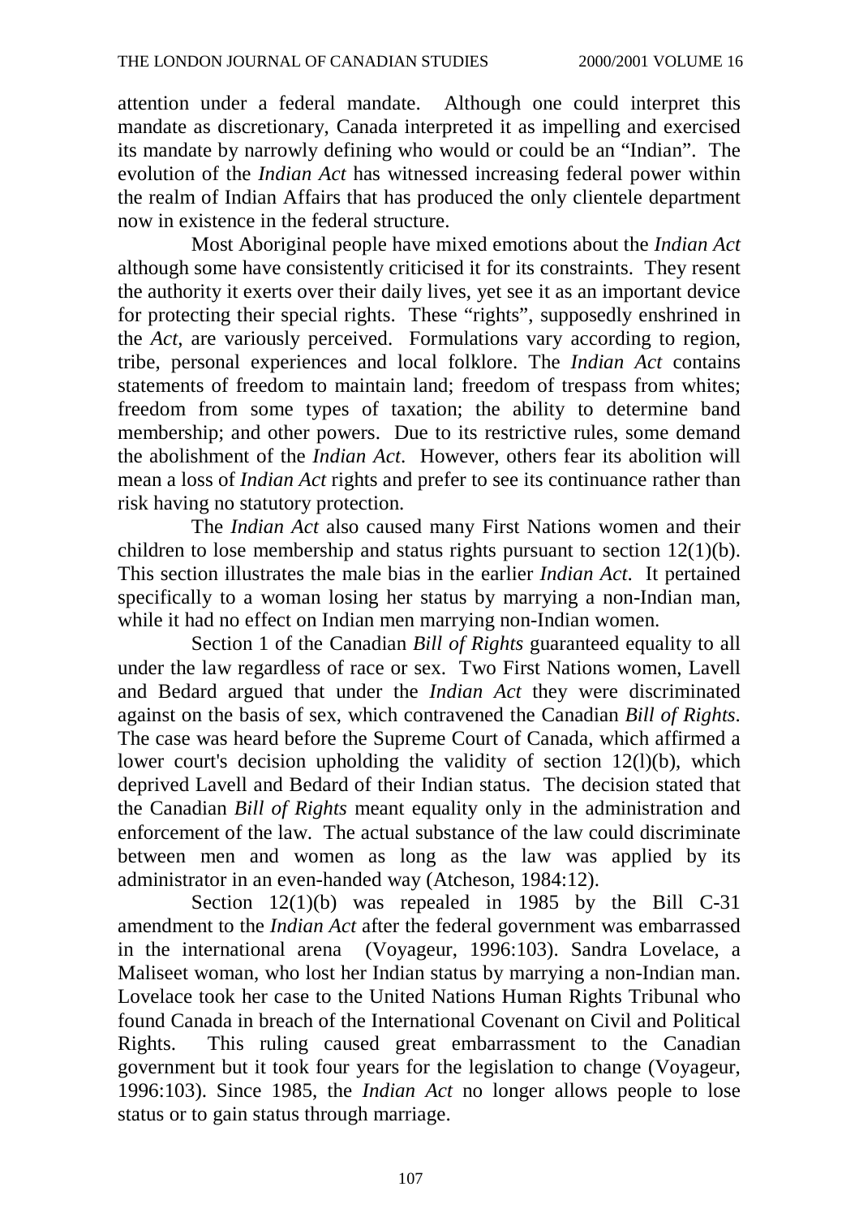attention under a federal mandate. Although one could interpret this mandate as discretionary, Canada interpreted it as impelling and exercised its mandate by narrowly defining who would or could be an "Indian". The evolution of the *Indian Act* has witnessed increasing federal power within the realm of Indian Affairs that has produced the only clientele department now in existence in the federal structure.

Most Aboriginal people have mixed emotions about the *Indian Act* although some have consistently criticised it for its constraints. They resent the authority it exerts over their daily lives, yet see it as an important device for protecting their special rights. These "rights", supposedly enshrined in the *Act*, are variously perceived. Formulations vary according to region, tribe, personal experiences and local folklore. The *Indian Act* contains statements of freedom to maintain land; freedom of trespass from whites; freedom from some types of taxation; the ability to determine band membership; and other powers. Due to its restrictive rules, some demand the abolishment of the *Indian Act*. However, others fear its abolition will mean a loss of *Indian Act* rights and prefer to see its continuance rather than risk having no statutory protection.

The *Indian Act* also caused many First Nations women and their children to lose membership and status rights pursuant to section 12(1)(b). This section illustrates the male bias in the earlier *Indian Act*. It pertained specifically to a woman losing her status by marrying a non-Indian man, while it had no effect on Indian men marrying non-Indian women.

Section 1 of the Canadian *Bill of Rights* guaranteed equality to all under the law regardless of race or sex. Two First Nations women, Lavell and Bedard argued that under the *Indian Act* they were discriminated against on the basis of sex, which contravened the Canadian *Bill of Rights*. The case was heard before the Supreme Court of Canada, which affirmed a lower court's decision upholding the validity of section 12(l)(b), which deprived Lavell and Bedard of their Indian status. The decision stated that the Canadian *Bill of Rights* meant equality only in the administration and enforcement of the law. The actual substance of the law could discriminate between men and women as long as the law was applied by its administrator in an even-handed way (Atcheson, 1984:12).

Section 12(1)(b) was repealed in 1985 by the Bill C-31 amendment to the *Indian Act* after the federal government was embarrassed in the international arena (Voyageur, 1996:103). Sandra Lovelace, a Maliseet woman, who lost her Indian status by marrying a non-Indian man. Lovelace took her case to the United Nations Human Rights Tribunal who found Canada in breach of the International Covenant on Civil and Political Rights. This ruling caused great embarrassment to the Canadian government but it took four years for the legislation to change (Voyageur, 1996:103). Since 1985, the *Indian Act* no longer allows people to lose status or to gain status through marriage.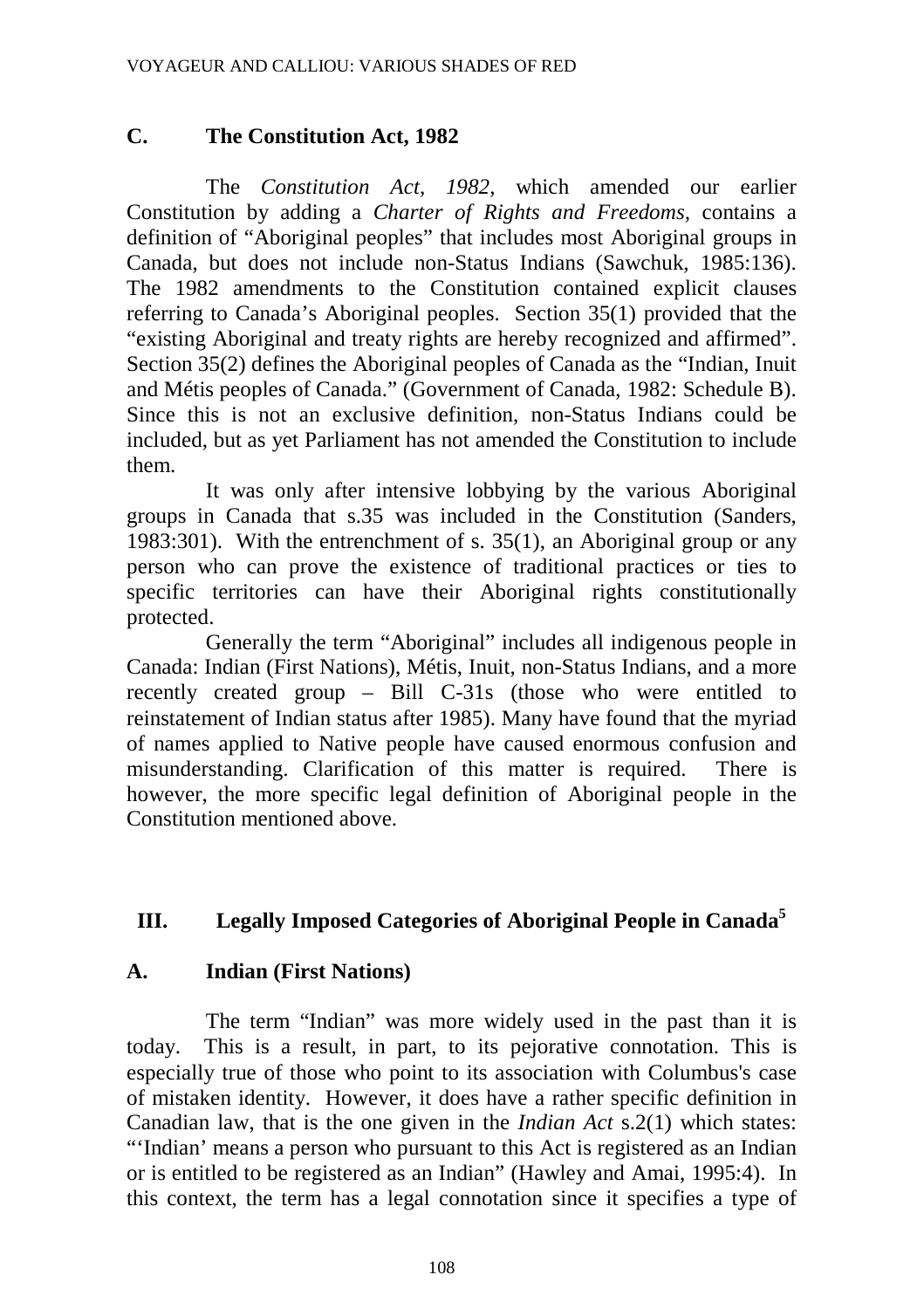## C. The Constitution Act, 1982

The *Constitution Act, 1982*, which amended our earlier Constitution by adding a *Charter of Rights and Freedoms*, contains a definition of "Aboriginal peoples" that includes most Aboriginal groups in Canada, but does not include non-Status Indians (Sawchuk, 1985:136). The 1982 amendments to the Constitution contained explicit clauses referring to Canada's Aboriginal peoples. Section 35(1) provided that the "existing Aboriginal and treaty rights are hereby recognized and affirmed". Section 35(2) defines the Aboriginal peoples of Canada as the "Indian, Inuit and Métis peoples of Canada." (Government of Canada, 1982: Schedule B). Since this is not an exclusive definition, non-Status Indians could be included, but as yet Parliament has not amended the Constitution to include them.

It was only after intensive lobbying by the various Aboriginal groups in Canada that s.35 was included in the Constitution (Sanders, 1983:301). With the entrenchment of s. 35(1), an Aboriginal group or any person who can prove the existence of traditional practices or ties to specific territories can have their Aboriginal rights constitutionally protected.

Generally the term "Aboriginal" includes all indigenous people in Canada: Indian (First Nations), Métis, Inuit, non-Status Indians, and a more recently created group – Bill C-31s (those who were entitled to reinstatement of Indian status after 1985). Many have found that the myriad of names applied to Native people have caused enormous confusion and misunderstanding. Clarification of this matter is required. There is however, the more specific legal definition of Aboriginal people in the Constitution mentioned above.

# III. Legally Imposed Categories of Aboriginal People in Canada[5]

## A. Indian (First Nations)

The term "Indian" was more widely used in the past than it is today. This is a result, in part, to its pejorative connotation. This is especially true of those who point to its association with Columbus's case of mistaken identity. However, it does have a rather specific definition in Canadian law, that is the one given in the *Indian Act* s.2(1) which states: "'Indian' means a person who pursuant to this Act is registered as an Indian or is entitled to be registered as an Indian" (Hawley and Amai, 1995:4). In this context, the term has a legal connotation since it specifies a type of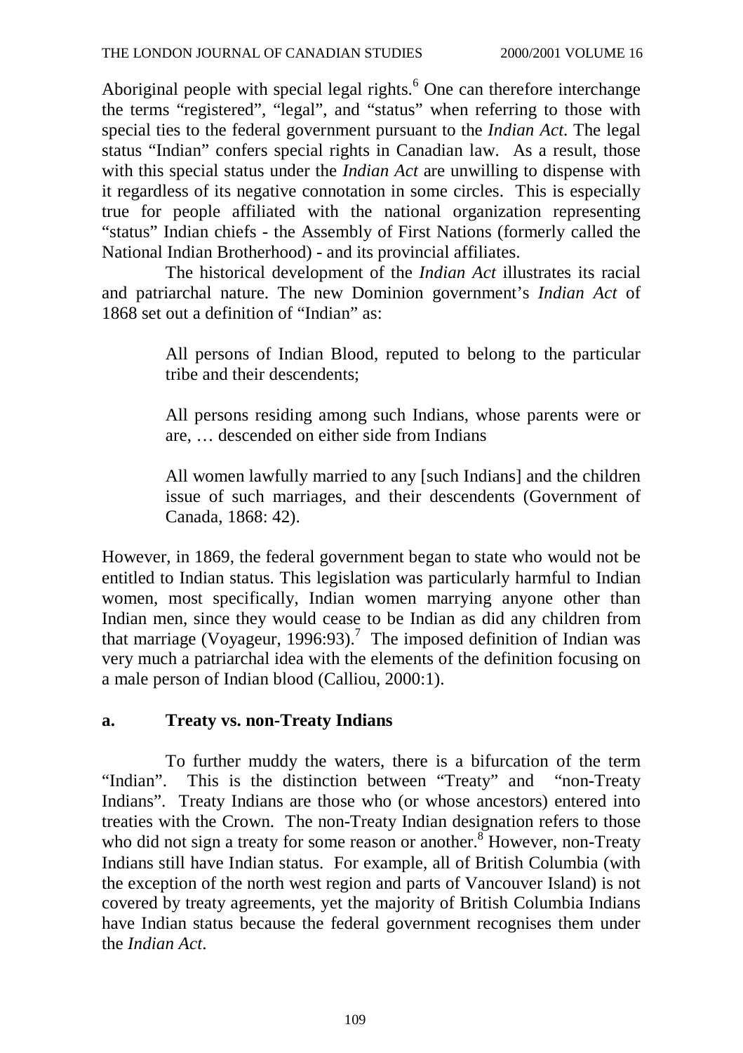Aboriginal people with special legal rights.[6] One can therefore interchange the terms "registered", "legal", and "status" when referring to those with special ties to the federal government pursuant to the *Indian Act*. The legal status "Indian" confers special rights in Canadian law. As a result, those with this special status under the *Indian Act* are unwilling to dispense with it regardless of its negative connotation in some circles. This is especially true for people affiliated with the national organization representing "status" Indian chiefs - the Assembly of First Nations (formerly called the National Indian Brotherhood) - and its provincial affiliates.

The historical development of the *Indian Act* illustrates its racial and patriarchal nature. The new Dominion government's *Indian Act* of 1868 set out a definition of "Indian" as:

> All persons of Indian Blood, reputed to belong to the particular tribe and their descendents;
>
> All persons residing among such Indians, whose parents were or are, … descended on either side from Indians
>
> All women lawfully married to any [such Indians] and the children issue of such marriages, and their descendents (Government of Canada, 1868: 42).

However, in 1869, the federal government began to state who would not be entitled to Indian status. This legislation was particularly harmful to Indian women, most specifically, Indian women marrying anyone other than Indian men, since they would cease to be Indian as did any children from that marriage (Voyageur, 1996:93).[7] The imposed definition of Indian was very much a patriarchal idea with the elements of the definition focusing on a male person of Indian blood (Calliou, 2000:1).

### a. Treaty vs. non-Treaty Indians

To further muddy the waters, there is a bifurcation of the term "Indian". This is the distinction between "Treaty" and "non-Treaty Indians". Treaty Indians are those who (or whose ancestors) entered into treaties with the Crown. The non-Treaty Indian designation refers to those who did not sign a treaty for some reason or another.[8] However, non-Treaty Indians still have Indian status. For example, all of British Columbia (with the exception of the north west region and parts of Vancouver Island) is not covered by treaty agreements, yet the majority of British Columbia Indians have Indian status because the federal government recognises them under the *Indian Act*.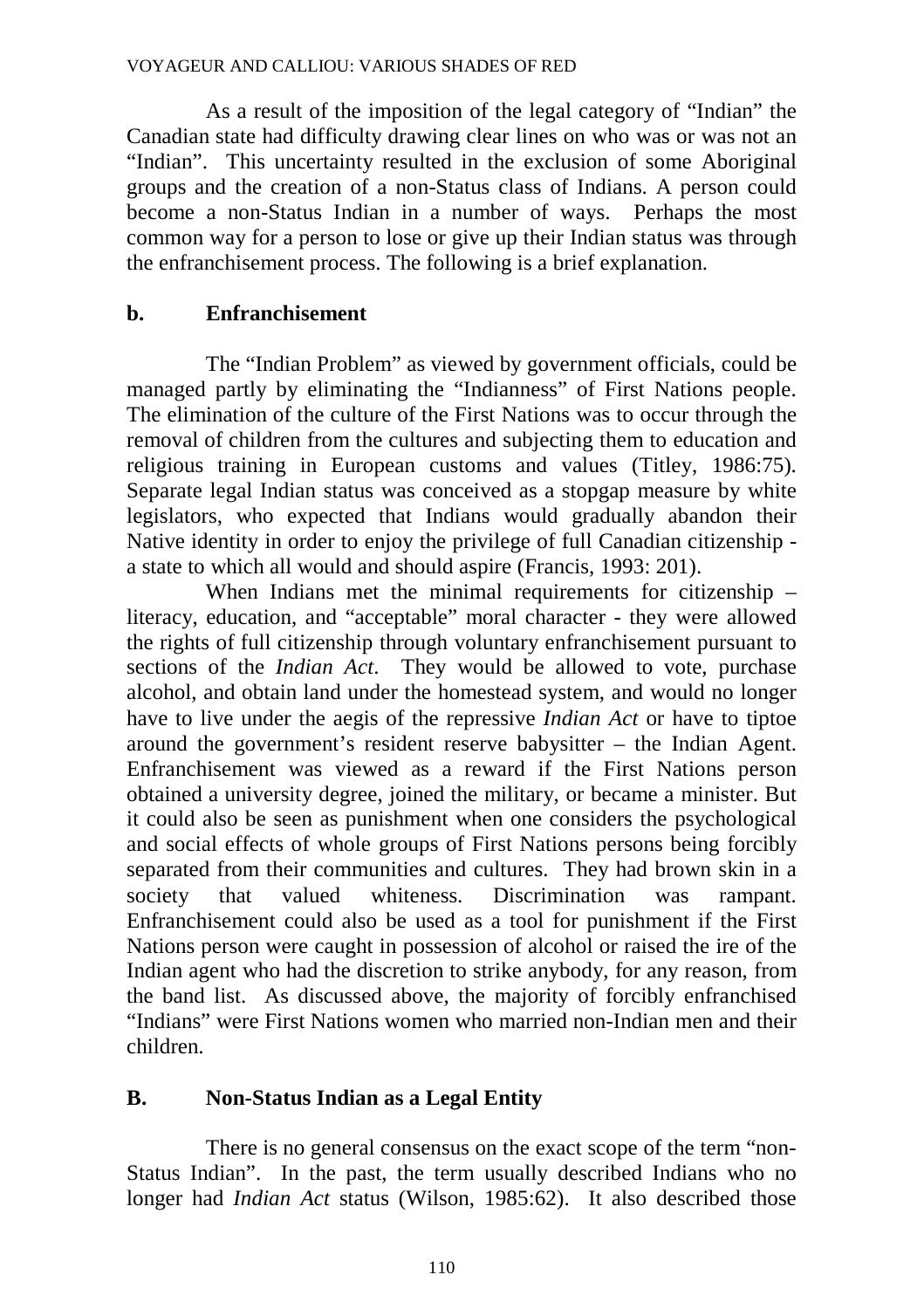As a result of the imposition of the legal category of "Indian" the Canadian state had difficulty drawing clear lines on who was or was not an "Indian". This uncertainty resulted in the exclusion of some Aboriginal groups and the creation of a non-Status class of Indians. A person could become a non-Status Indian in a number of ways. Perhaps the most common way for a person to lose or give up their Indian status was through the enfranchisement process. The following is a brief explanation.

### b. Enfranchisement

The "Indian Problem" as viewed by government officials, could be managed partly by eliminating the "Indianness" of First Nations people. The elimination of the culture of the First Nations was to occur through the removal of children from the cultures and subjecting them to education and religious training in European customs and values (Titley, 1986:75). Separate legal Indian status was conceived as a stopgap measure by white legislators, who expected that Indians would gradually abandon their Native identity in order to enjoy the privilege of full Canadian citizenship - a state to which all would and should aspire (Francis, 1993: 201).

When Indians met the minimal requirements for citizenship – literacy, education, and "acceptable" moral character - they were allowed the rights of full citizenship through voluntary enfranchisement pursuant to sections of the *Indian Act*. They would be allowed to vote, purchase alcohol, and obtain land under the homestead system, and would no longer have to live under the aegis of the repressive *Indian Act* or have to tiptoe around the government's resident reserve babysitter – the Indian Agent. Enfranchisement was viewed as a reward if the First Nations person obtained a university degree, joined the military, or became a minister. But it could also be seen as punishment when one considers the psychological and social effects of whole groups of First Nations persons being forcibly separated from their communities and cultures. They had brown skin in a society that valued whiteness. Discrimination was rampant. Enfranchisement could also be used as a tool for punishment if the First Nations person were caught in possession of alcohol or raised the ire of the Indian agent who had the discretion to strike anybody, for any reason, from the band list. As discussed above, the majority of forcibly enfranchised "Indians" were First Nations women who married non-Indian men and their children.

## B. Non-Status Indian as a Legal Entity

There is no general consensus on the exact scope of the term "non-Status Indian". In the past, the term usually described Indians who no longer had *Indian Act* status (Wilson, 1985:62). It also described those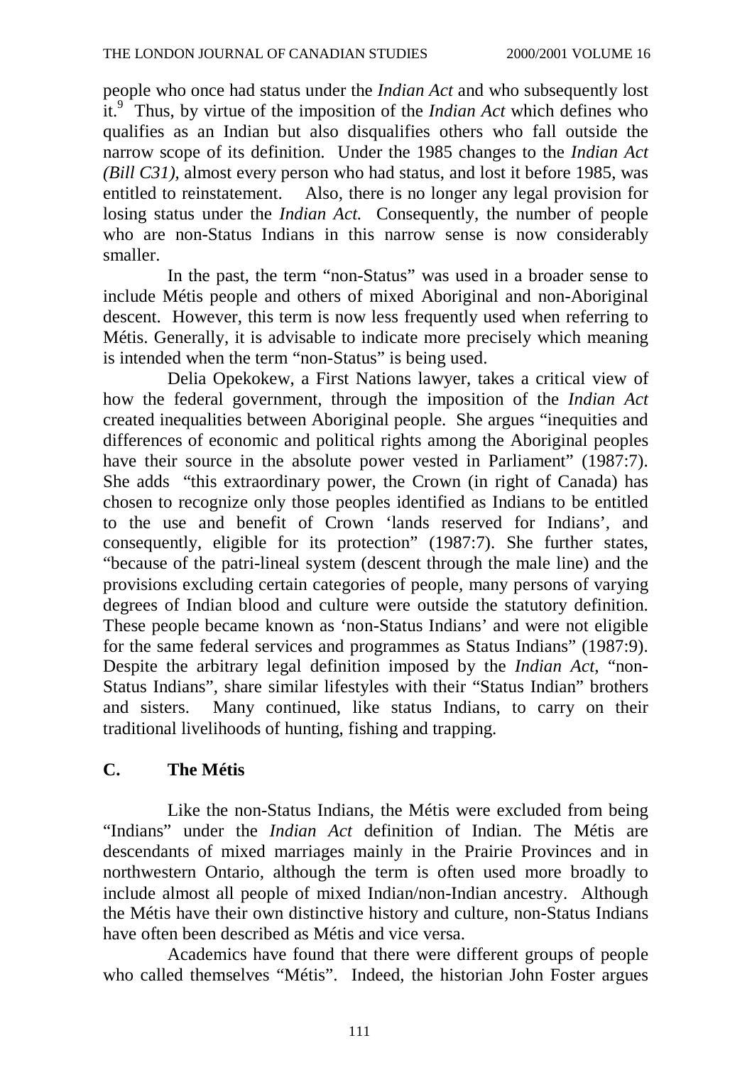people who once had status under the *Indian Act* and who subsequently lost it.[9] Thus, by virtue of the imposition of the *Indian Act* which defines who qualifies as an Indian but also disqualifies others who fall outside the narrow scope of its definition. Under the 1985 changes to the *Indian Act (Bill C31)*, almost every person who had status, and lost it before 1985, was entitled to reinstatement. Also, there is no longer any legal provision for losing status under the *Indian Act.* Consequently, the number of people who are non-Status Indians in this narrow sense is now considerably smaller.

In the past, the term "non-Status" was used in a broader sense to include Métis people and others of mixed Aboriginal and non-Aboriginal descent. However, this term is now less frequently used when referring to Métis. Generally, it is advisable to indicate more precisely which meaning is intended when the term "non-Status" is being used.

Delia Opekokew, a First Nations lawyer, takes a critical view of how the federal government, through the imposition of the *Indian Act* created inequalities between Aboriginal people. She argues "inequities and differences of economic and political rights among the Aboriginal peoples have their source in the absolute power vested in Parliament" (1987:7). She adds "this extraordinary power, the Crown (in right of Canada) has chosen to recognize only those peoples identified as Indians to be entitled to the use and benefit of Crown 'lands reserved for Indians', and consequently, eligible for its protection" (1987:7). She further states, "because of the patri-lineal system (descent through the male line) and the provisions excluding certain categories of people, many persons of varying degrees of Indian blood and culture were outside the statutory definition. These people became known as 'non-Status Indians' and were not eligible for the same federal services and programmes as Status Indians" (1987:9). Despite the arbitrary legal definition imposed by the *Indian Act*, "non-Status Indians", share similar lifestyles with their "Status Indian" brothers and sisters. Many continued, like status Indians, to carry on their traditional livelihoods of hunting, fishing and trapping.

## C. The Métis

Like the non-Status Indians, the Métis were excluded from being "Indians" under the *Indian Act* definition of Indian. The Métis are descendants of mixed marriages mainly in the Prairie Provinces and in northwestern Ontario, although the term is often used more broadly to include almost all people of mixed Indian/non-Indian ancestry. Although the Métis have their own distinctive history and culture, non-Status Indians have often been described as Métis and vice versa.

Academics have found that there were different groups of people who called themselves "Métis". Indeed, the historian John Foster argues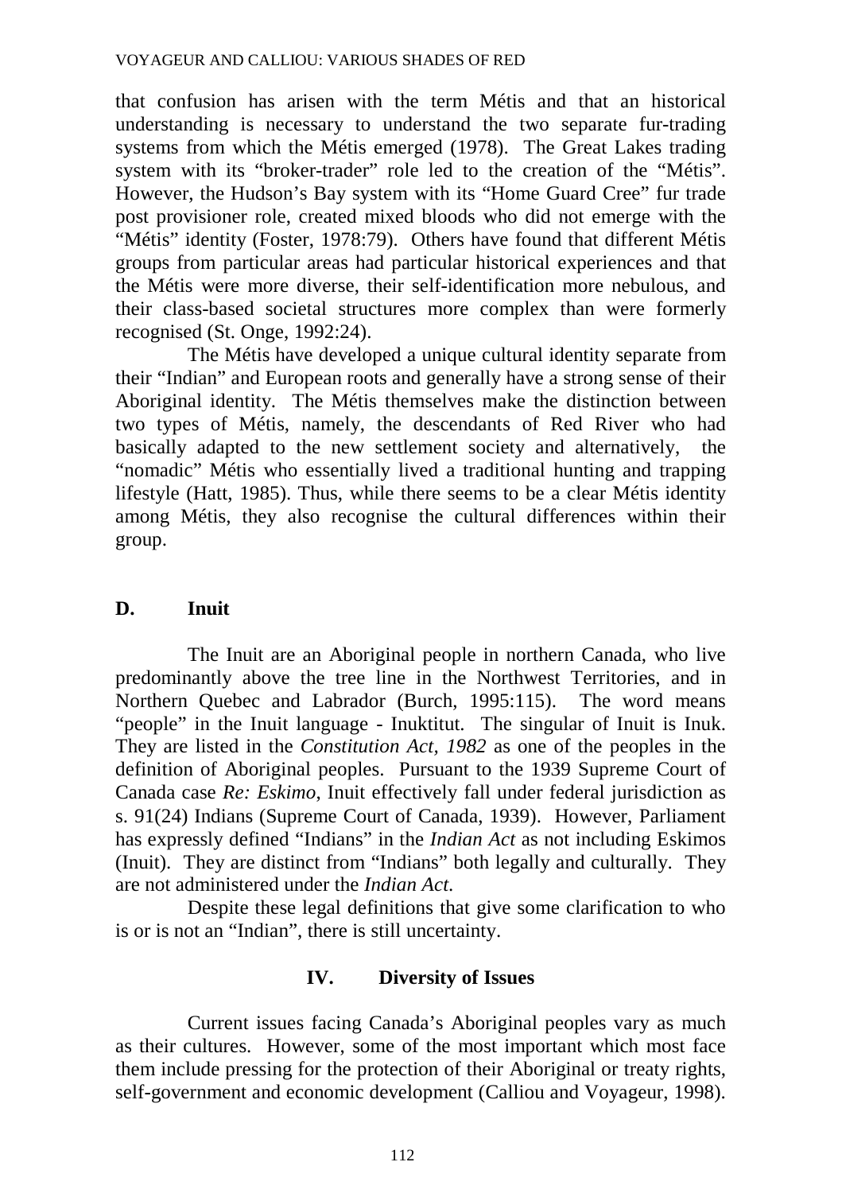that confusion has arisen with the term Métis and that an historical understanding is necessary to understand the two separate fur-trading systems from which the Métis emerged (1978). The Great Lakes trading system with its "broker-trader" role led to the creation of the "Métis". However, the Hudson's Bay system with its "Home Guard Cree" fur trade post provisioner role, created mixed bloods who did not emerge with the "Métis" identity (Foster, 1978:79). Others have found that different Métis groups from particular areas had particular historical experiences and that the Métis were more diverse, their self-identification more nebulous, and their class-based societal structures more complex than were formerly recognised (St. Onge, 1992:24).

The Métis have developed a unique cultural identity separate from their "Indian" and European roots and generally have a strong sense of their Aboriginal identity. The Métis themselves make the distinction between two types of Métis, namely, the descendants of Red River who had basically adapted to the new settlement society and alternatively, the "nomadic" Métis who essentially lived a traditional hunting and trapping lifestyle (Hatt, 1985). Thus, while there seems to be a clear Métis identity among Métis, they also recognise the cultural differences within their group.

### D. Inuit

The Inuit are an Aboriginal people in northern Canada, who live predominantly above the tree line in the Northwest Territories, and in Northern Quebec and Labrador (Burch, 1995:115). The word means "people" in the Inuit language - Inuktitut. The singular of Inuit is Inuk. They are listed in the *Constitution Act, 1982* as one of the peoples in the definition of Aboriginal peoples. Pursuant to the 1939 Supreme Court of Canada case *Re: Eskimo*, Inuit effectively fall under federal jurisdiction as s. 91(24) Indians (Supreme Court of Canada, 1939). However, Parliament has expressly defined "Indians" in the *Indian Act* as not including Eskimos (Inuit). They are distinct from "Indians" both legally and culturally. They are not administered under the *Indian Act*.

Despite these legal definitions that give some clarification to who is or is not an "Indian", there is still uncertainty.

## IV. Diversity of Issues

Current issues facing Canada's Aboriginal peoples vary as much as their cultures. However, some of the most important which most face them include pressing for the protection of their Aboriginal or treaty rights, self-government and economic development (Calliou and Voyageur, 1998).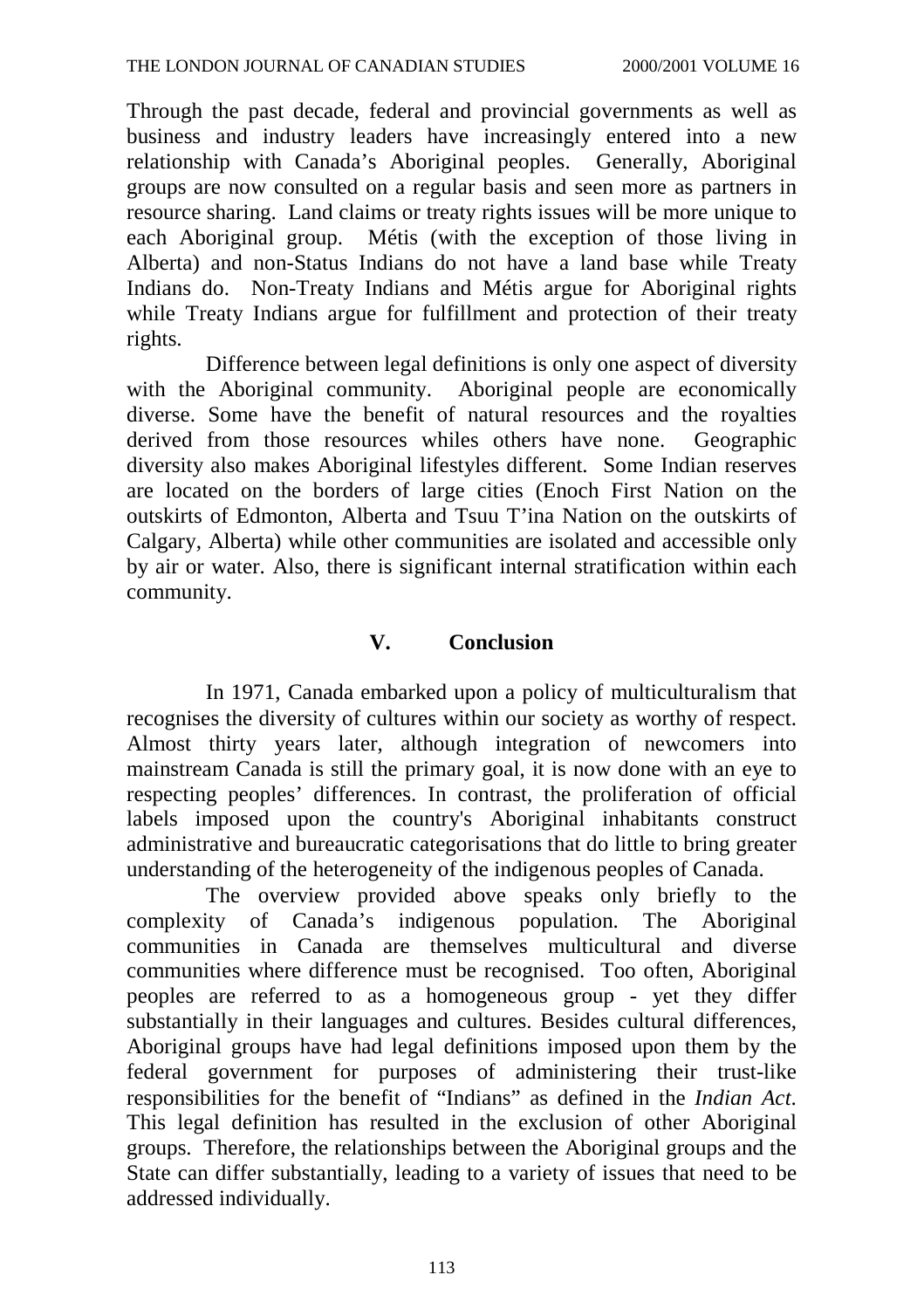Through the past decade, federal and provincial governments as well as business and industry leaders have increasingly entered into a new relationship with Canada's Aboriginal peoples. Generally, Aboriginal groups are now consulted on a regular basis and seen more as partners in resource sharing. Land claims or treaty rights issues will be more unique to each Aboriginal group. Métis (with the exception of those living in Alberta) and non-Status Indians do not have a land base while Treaty Indians do. Non-Treaty Indians and Métis argue for Aboriginal rights while Treaty Indians argue for fulfillment and protection of their treaty rights.

Difference between legal definitions is only one aspect of diversity with the Aboriginal community. Aboriginal people are economically diverse. Some have the benefit of natural resources and the royalties derived from those resources whiles others have none. Geographic diversity also makes Aboriginal lifestyles different. Some Indian reserves are located on the borders of large cities (Enoch First Nation on the outskirts of Edmonton, Alberta and Tsuu T'ina Nation on the outskirts of Calgary, Alberta) while other communities are isolated and accessible only by air or water. Also, there is significant internal stratification within each community.

## V. Conclusion

In 1971, Canada embarked upon a policy of multiculturalism that recognises the diversity of cultures within our society as worthy of respect. Almost thirty years later, although integration of newcomers into mainstream Canada is still the primary goal, it is now done with an eye to respecting peoples' differences. In contrast, the proliferation of official labels imposed upon the country's Aboriginal inhabitants construct administrative and bureaucratic categorisations that do little to bring greater understanding of the heterogeneity of the indigenous peoples of Canada.

The overview provided above speaks only briefly to the complexity of Canada's indigenous population. The Aboriginal communities in Canada are themselves multicultural and diverse communities where difference must be recognised. Too often, Aboriginal peoples are referred to as a homogeneous group - yet they differ substantially in their languages and cultures. Besides cultural differences, Aboriginal groups have had legal definitions imposed upon them by the federal government for purposes of administering their trust-like responsibilities for the benefit of "Indians" as defined in the *Indian Act*. This legal definition has resulted in the exclusion of other Aboriginal groups. Therefore, the relationships between the Aboriginal groups and the State can differ substantially, leading to a variety of issues that need to be addressed individually.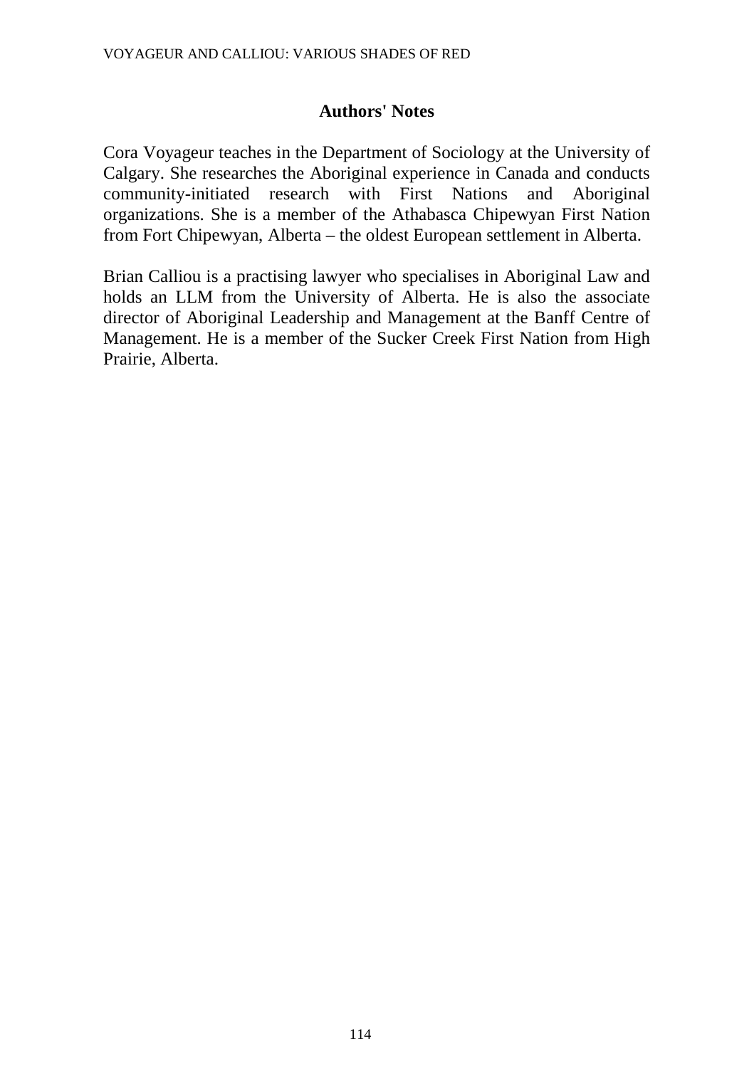## Authors' Notes

Cora Voyageur teaches in the Department of Sociology at the University of Calgary. She researches the Aboriginal experience in Canada and conducts community-initiated research with First Nations and Aboriginal organizations. She is a member of the Athabasca Chipewyan First Nation from Fort Chipewyan, Alberta – the oldest European settlement in Alberta.

Brian Calliou is a practising lawyer who specialises in Aboriginal Law and holds an LLM from the University of Alberta. He is also the associate director of Aboriginal Leadership and Management at the Banff Centre of Management. He is a member of the Sucker Creek First Nation from High Prairie, Alberta.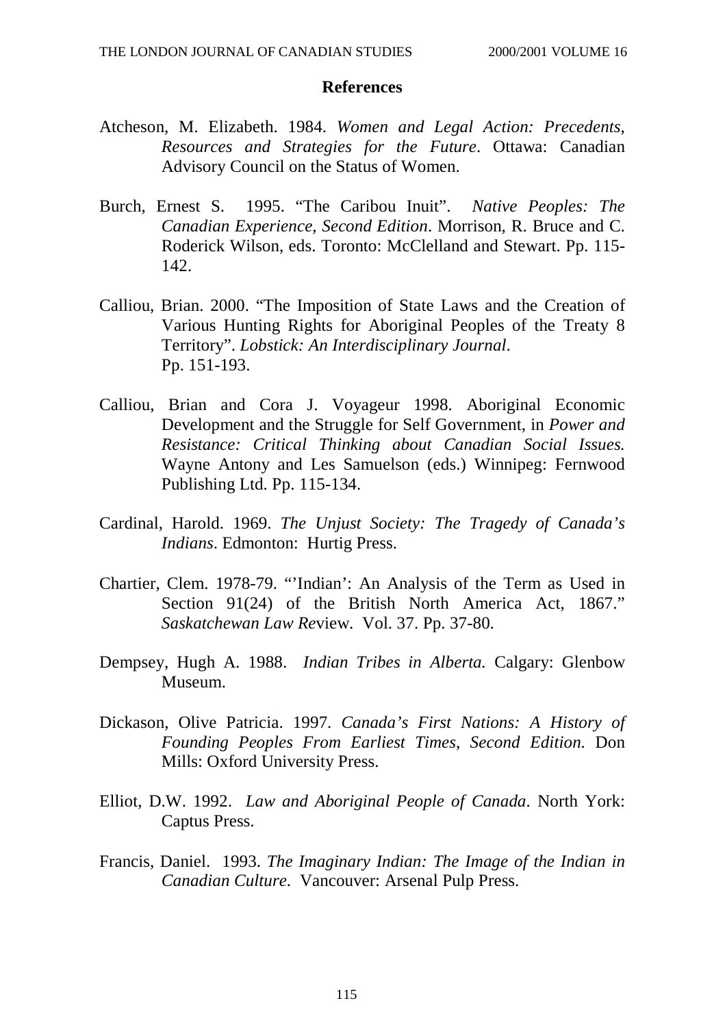## References

Atcheson, M. Elizabeth. 1984. *Women and Legal Action: Precedents, Resources and Strategies for the Future*. Ottawa: Canadian Advisory Council on the Status of Women.

Burch, Ernest S. 1995. "The Caribou Inuit". *Native Peoples: The Canadian Experience, Second Edition*. Morrison, R. Bruce and C. Roderick Wilson, eds. Toronto: McClelland and Stewart. Pp. 115-142.

Calliou, Brian. 2000. "The Imposition of State Laws and the Creation of Various Hunting Rights for Aboriginal Peoples of the Treaty 8 Territory". *Lobstick: An Interdisciplinary Journal*. Pp. 151-193.

Calliou, Brian and Cora J. Voyageur 1998. Aboriginal Economic Development and the Struggle for Self Government, in *Power and Resistance: Critical Thinking about Canadian Social Issues.* Wayne Antony and Les Samuelson (eds.) Winnipeg: Fernwood Publishing Ltd. Pp. 115-134.

Cardinal, Harold. 1969. *The Unjust Society: The Tragedy of Canada's Indians*. Edmonton: Hurtig Press.

Chartier, Clem. 1978-79. "'Indian': An Analysis of the Term as Used in Section 91(24) of the British North America Act, 1867." *Saskatchewan Law Re*view. Vol. 37. Pp. 37-80.

Dempsey, Hugh A. 1988. *Indian Tribes in Alberta.* Calgary: Glenbow Museum.

Dickason, Olive Patricia. 1997. *Canada's First Nations: A History of Founding Peoples From Earliest Times, Second Edition.* Don Mills: Oxford University Press.

Elliot, D.W. 1992. *Law and Aboriginal People of Canada*. North York: Captus Press.

Francis, Daniel. 1993. *The Imaginary Indian: The Image of the Indian in Canadian Culture*. Vancouver: Arsenal Pulp Press.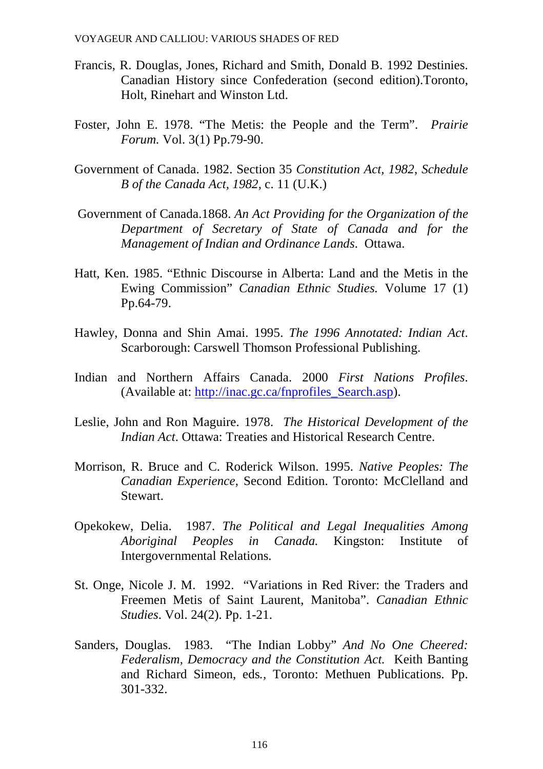Francis, R. Douglas, Jones, Richard and Smith, Donald B. 1992 Destinies. Canadian History since Confederation (second edition).Toronto, Holt, Rinehart and Winston Ltd.

Foster, John E. 1978. "The Metis: the People and the Term". *Prairie Forum.* Vol. 3(1) Pp.79-90.

Government of Canada. 1982. Section 35 *Constitution Act, 1982, Schedule B of the Canada Act, 1982*, c. 11 (U.K.)

Government of Canada.1868. *An Act Providing for the Organization of the Department of Secretary of State of Canada and for the Management of Indian and Ordinance Lands*. Ottawa.

Hatt, Ken. 1985. "Ethnic Discourse in Alberta: Land and the Metis in the Ewing Commission" *Canadian Ethnic Studies.* Volume 17 (1) Pp.64-79.

Hawley, Donna and Shin Amai. 1995. *The 1996 Annotated: Indian Act*. Scarborough: Carswell Thomson Professional Publishing.

Indian and Northern Affairs Canada. 2000 *First Nations Profiles*. (Available at: http://inac.gc.ca/fnprofiles_Search.asp).

Leslie, John and Ron Maguire. 1978. *The Historical Development of the Indian Act*. Ottawa: Treaties and Historical Research Centre.

Morrison, R. Bruce and C. Roderick Wilson. 1995. *Native Peoples: The Canadian Experience*, Second Edition. Toronto: McClelland and Stewart.

Opekokew, Delia. 1987. *The Political and Legal Inequalities Among Aboriginal Peoples in Canada.* Kingston: Institute of Intergovernmental Relations.

St. Onge, Nicole J. M. 1992. "Variations in Red River: the Traders and Freemen Metis of Saint Laurent, Manitoba". *Canadian Ethnic Studies*. Vol. 24(2). Pp. 1-21.

Sanders, Douglas. 1983. "The Indian Lobby" *And No One Cheered: Federalism, Democracy and the Constitution Act.* Keith Banting and Richard Simeon, eds*.*, Toronto: Methuen Publications. Pp. 301-332.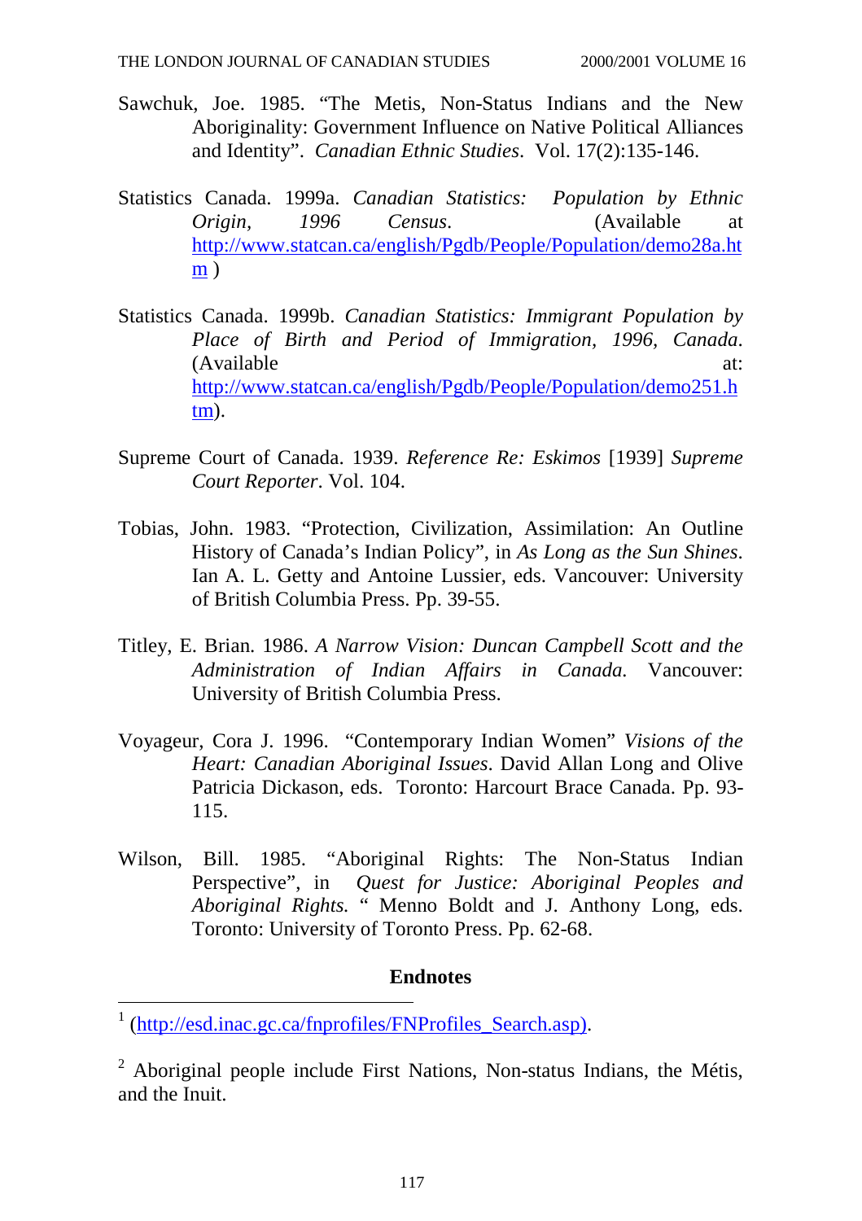Sawchuk, Joe. 1985. "The Metis, Non-Status Indians and the New Aboriginality: Government Influence on Native Political Alliances and Identity". *Canadian Ethnic Studies*. Vol. 17(2):135-146.

Statistics Canada. 1999a. *Canadian Statistics: Population by Ethnic Origin, 1996 Census*. (Available at http://www.statcan.ca/english/Pgdb/People/Population/demo28a.htm )

Statistics Canada. 1999b. *Canadian Statistics: Immigrant Population by Place of Birth and Period of Immigration, 1996, Canada*. (Available at: http://www.statcan.ca/english/Pgdb/People/Population/demo251.htm).

Supreme Court of Canada. 1939. *Reference Re: Eskimos* [1939] *Supreme Court Reporter*. Vol. 104.

Tobias, John. 1983. "Protection, Civilization, Assimilation: An Outline History of Canada's Indian Policy", in *As Long as the Sun Shines*. Ian A. L. Getty and Antoine Lussier, eds. Vancouver: University of British Columbia Press. Pp. 39-55.

Titley, E. Brian. 1986. *A Narrow Vision: Duncan Campbell Scott and the Administration of Indian Affairs in Canada.* Vancouver: University of British Columbia Press.

Voyageur, Cora J. 1996. "Contemporary Indian Women" *Visions of the Heart: Canadian Aboriginal Issues*. David Allan Long and Olive Patricia Dickason, eds. Toronto: Harcourt Brace Canada. Pp. 93-115.

Wilson, Bill. 1985. "Aboriginal Rights: The Non-Status Indian Perspective", in *Quest for Justice: Aboriginal Peoples and Aboriginal Rights.* " Menno Boldt and J. Anthony Long, eds. Toronto: University of Toronto Press. Pp. 62-68.

## Endnotes

[1] (http://esd.inac.gc.ca/fnprofiles/FNProfiles_Search.asp).

[2] Aboriginal people include First Nations, Non-status Indians, the Métis, and the Inuit.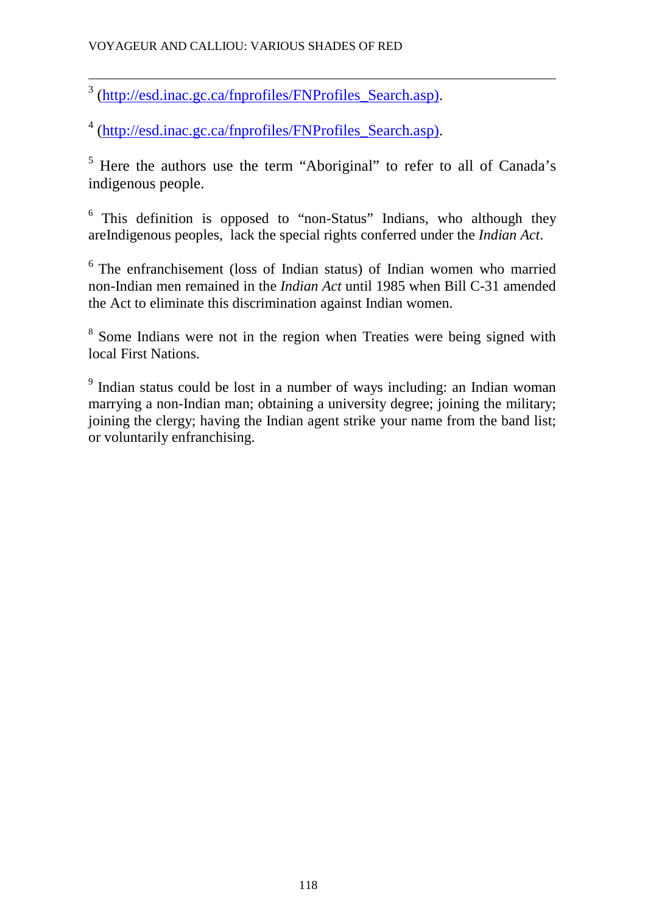[3] (http://esd.inac.gc.ca/fnprofiles/FNProfiles_Search.asp).

[4] (http://esd.inac.gc.ca/fnprofiles/FNProfiles_Search.asp).

[5] Here the authors use the term "Aboriginal" to refer to all of Canada's indigenous people.

[6] This definition is opposed to "non-Status" Indians, who although they areIndigenous peoples, lack the special rights conferred under the *Indian Act*.

[6] The enfranchisement (loss of Indian status) of Indian women who married non-Indian men remained in the *Indian Act* until 1985 when Bill C-31 amended the Act to eliminate this discrimination against Indian women.

[8] Some Indians were not in the region when Treaties were being signed with local First Nations.

[9] Indian status could be lost in a number of ways including: an Indian woman marrying a non-Indian man; obtaining a university degree; joining the military; joining the clergy; having the Indian agent strike your name from the band list; or voluntarily enfranchising.